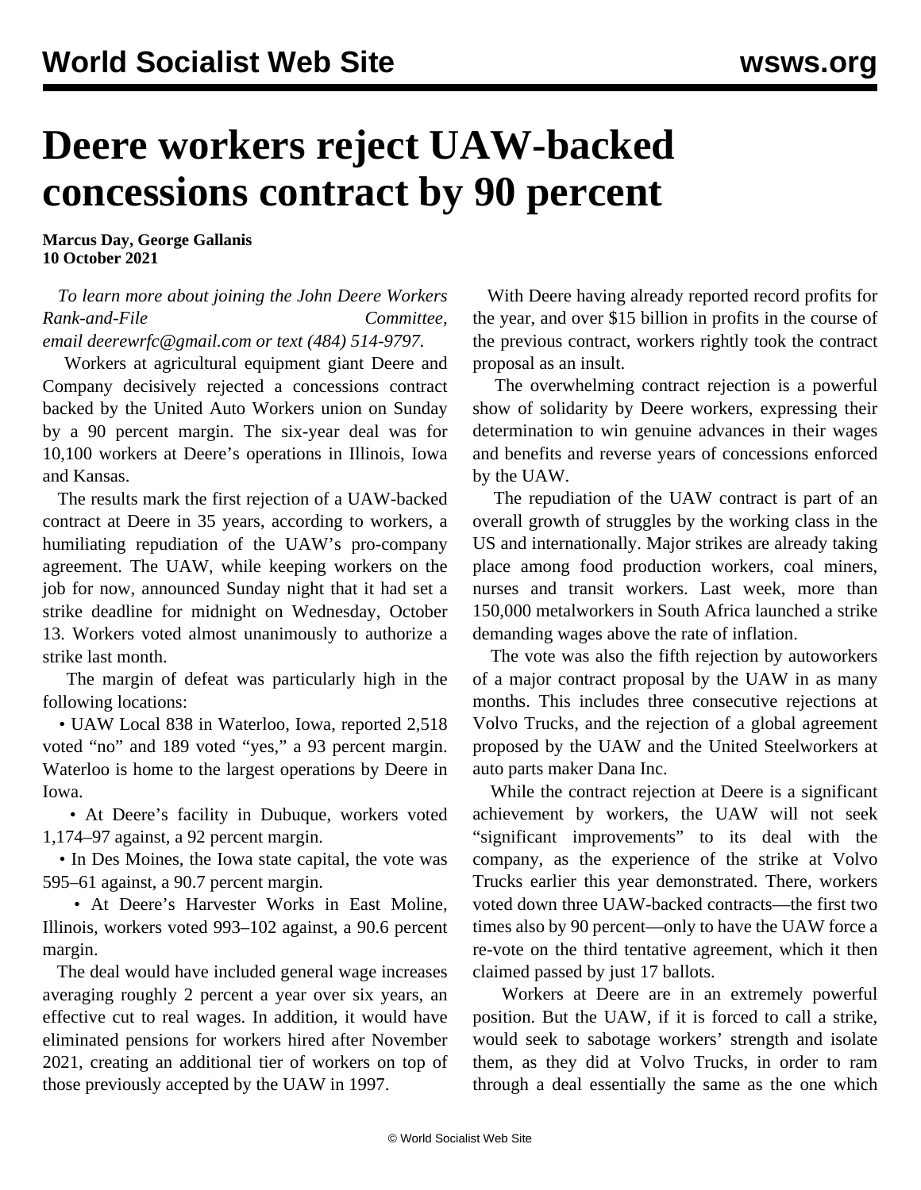# Deere workers reject UAW-backed concessions contract by 90 percent

**Marcus Day, George Gallanis**
**10 October 2021**

*To learn more about joining the John Deere Workers Rank-and-File Committee, email deerewrfc@gmail.com or text (484) 514-9797.*

Workers at agricultural equipment giant Deere and Company decisively rejected a concessions contract backed by the United Auto Workers union on Sunday by a 90 percent margin. The six-year deal was for 10,100 workers at Deere's operations in Illinois, Iowa and Kansas.

The results mark the first rejection of a UAW-backed contract at Deere in 35 years, according to workers, a humiliating repudiation of the UAW's pro-company agreement. The UAW, while keeping workers on the job for now, announced Sunday night that it had set a strike deadline for midnight on Wednesday, October 13. Workers voted almost unanimously to authorize a strike last month.

The margin of defeat was particularly high in the following locations:

- UAW Local 838 in Waterloo, Iowa, reported 2,518 voted "no" and 189 voted "yes," a 93 percent margin. Waterloo is home to the largest operations by Deere in Iowa.
- At Deere's facility in Dubuque, workers voted 1,174–97 against, a 92 percent margin.
- In Des Moines, the Iowa state capital, the vote was 595–61 against, a 90.7 percent margin.
- At Deere's Harvester Works in East Moline, Illinois, workers voted 993–102 against, a 90.6 percent margin.

The deal would have included general wage increases averaging roughly 2 percent a year over six years, an effective cut to real wages. In addition, it would have eliminated pensions for workers hired after November 2021, creating an additional tier of workers on top of those previously accepted by the UAW in 1997.

With Deere having already reported record profits for the year, and over $15 billion in profits in the course of the previous contract, workers rightly took the contract proposal as an insult.

The overwhelming contract rejection is a powerful show of solidarity by Deere workers, expressing their determination to win genuine advances in their wages and benefits and reverse years of concessions enforced by the UAW.

The repudiation of the UAW contract is part of an overall growth of struggles by the working class in the US and internationally. Major strikes are already taking place among food production workers, coal miners, nurses and transit workers. Last week, more than 150,000 metalworkers in South Africa launched a strike demanding wages above the rate of inflation.

The vote was also the fifth rejection by autoworkers of a major contract proposal by the UAW in as many months. This includes three consecutive rejections at Volvo Trucks, and the rejection of a global agreement proposed by the UAW and the United Steelworkers at auto parts maker Dana Inc.

While the contract rejection at Deere is a significant achievement by workers, the UAW will not seek "significant improvements" to its deal with the company, as the experience of the strike at Volvo Trucks earlier this year demonstrated. There, workers voted down three UAW-backed contracts—the first two times also by 90 percent—only to have the UAW force a re-vote on the third tentative agreement, which it then claimed passed by just 17 ballots.

Workers at Deere are in an extremely powerful position. But the UAW, if it is forced to call a strike, would seek to sabotage workers' strength and isolate them, as they did at Volvo Trucks, in order to ram through a deal essentially the same as the one which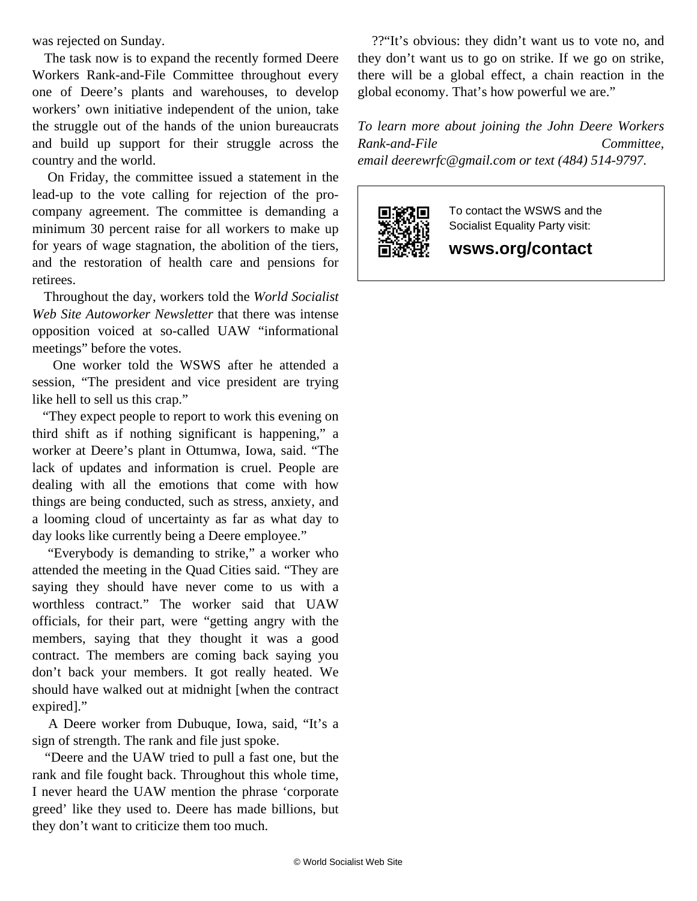was rejected on Sunday.

The task now is to expand the recently formed Deere Workers Rank-and-File Committee throughout every one of Deere's plants and warehouses, to develop workers' own initiative independent of the union, take the struggle out of the hands of the union bureaucrats and build up support for their struggle across the country and the world.

On Friday, the committee issued a statement in the lead-up to the vote calling for rejection of the pro-company agreement. The committee is demanding a minimum 30 percent raise for all workers to make up for years of wage stagnation, the abolition of the tiers, and the restoration of health care and pensions for retirees.

Throughout the day, workers told the *World Socialist Web Site Autoworker Newsletter* that there was intense opposition voiced at so-called UAW "informational meetings" before the votes.

One worker told the WSWS after he attended a session, "The president and vice president are trying like hell to sell us this crap."

"They expect people to report to work this evening on third shift as if nothing significant is happening," a worker at Deere's plant in Ottumwa, Iowa, said. "The lack of updates and information is cruel. People are dealing with all the emotions that come with how things are being conducted, such as stress, anxiety, and a looming cloud of uncertainty as far as what day to day looks like currently being a Deere employee."

"Everybody is demanding to strike," a worker who attended the meeting in the Quad Cities said. "They are saying they should have never come to us with a worthless contract." The worker said that UAW officials, for their part, were "getting angry with the members, saying that they thought it was a good contract. The members are coming back saying you don't back your members. It got really heated. We should have walked out at midnight [when the contract expired]."

A Deere worker from Dubuque, Iowa, said, "It's a sign of strength. The rank and file just spoke.

"Deere and the UAW tried to pull a fast one, but the rank and file fought back. Throughout this whole time, I never heard the UAW mention the phrase 'corporate greed' like they used to. Deere has made billions, but they don't want to criticize them too much.

??"It's obvious: they didn't want us to vote no, and they don't want us to go on strike. If we go on strike, there will be a global effect, a chain reaction in the global economy. That's how powerful we are."

*To learn more about joining the John Deere Workers Rank-and-File Committee, email deerewrfc@gmail.com or text (484) 514-9797.*

To contact the WSWS and the Socialist Equality Party visit:

**wsws.org/contact**